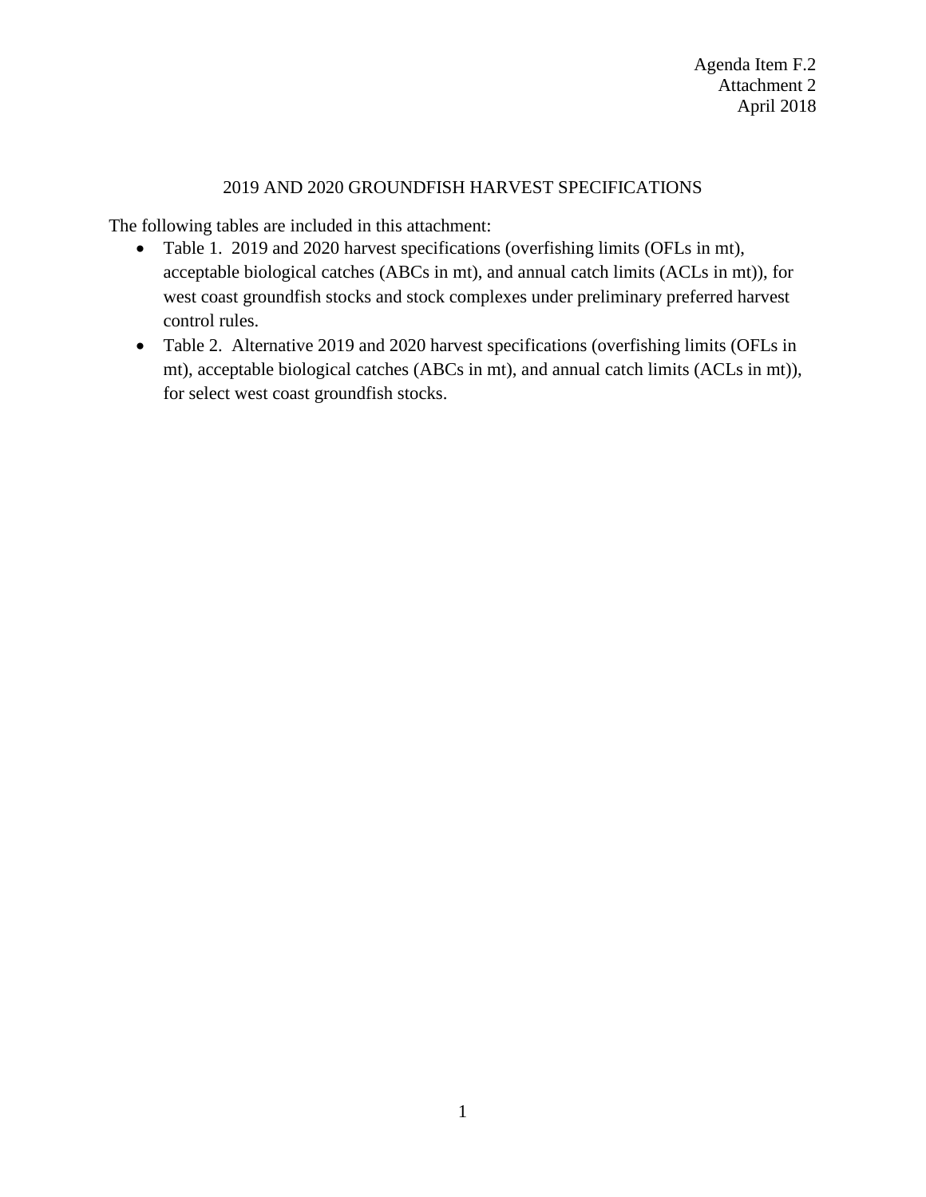Agenda Item F.2
Attachment 2
April 2018

# 2019 AND 2020 GROUNDFISH HARVEST SPECIFICATIONS

The following tables are included in this attachment:

- Table 1. 2019 and 2020 harvest specifications (overfishing limits (OFLs in mt), acceptable biological catches (ABCs in mt), and annual catch limits (ACLs in mt)), for west coast groundfish stocks and stock complexes under preliminary preferred harvest control rules.
- Table 2. Alternative 2019 and 2020 harvest specifications (overfishing limits (OFLs in mt), acceptable biological catches (ABCs in mt), and annual catch limits (ACLs in mt)), for select west coast groundfish stocks.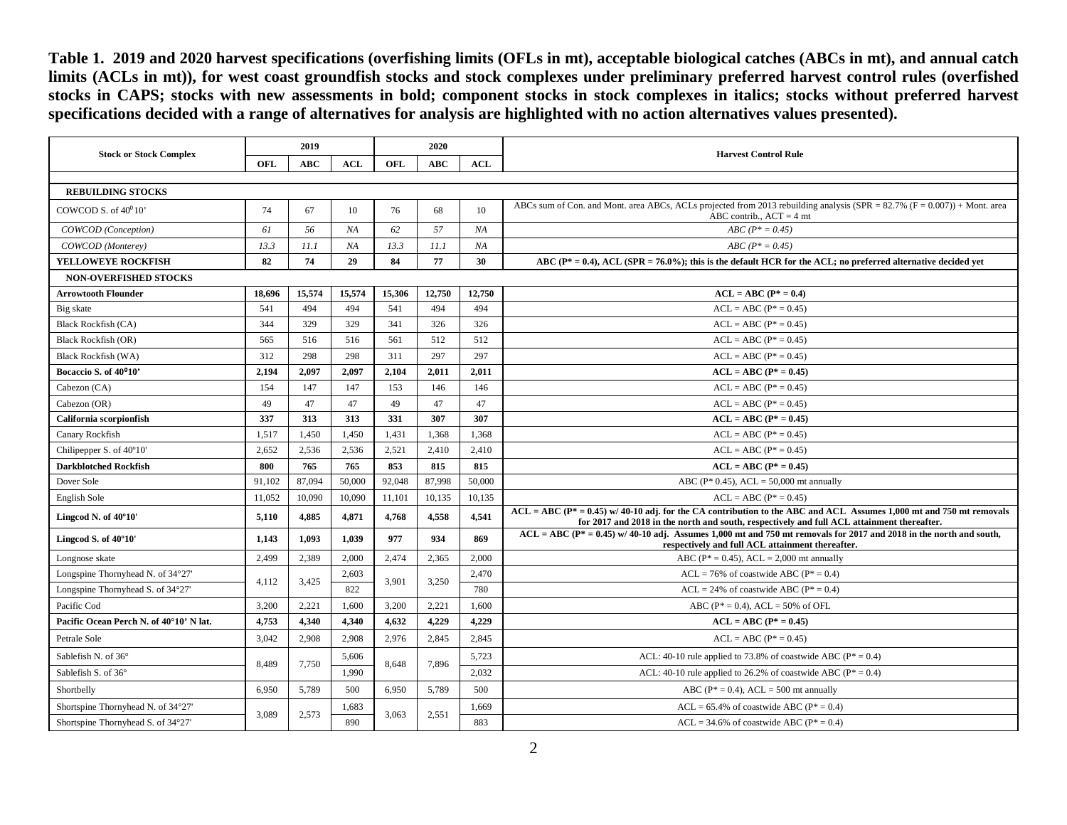**Table 1. 2019 and 2020 harvest specifications (overfishing limits (OFLs in mt), acceptable biological catches (ABCs in mt), and annual catch limits (ACLs in mt)), for west coast groundfish stocks and stock complexes under preliminary preferred harvest control rules (overfished stocks in CAPS; stocks with new assessments in bold; component stocks in stock complexes in italics; stocks without preferred harvest specifications decided with a range of alternatives for analysis are highlighted with no action alternatives values presented).**

| Stock or Stock Complex | 2019 | | | 2020 | | | Harvest Control Rule |
|---|---|---|---|---|---|---|---|
| | OFL | ABC | ACL | OFL | ABC | ACL | |
| **REBUILDING STOCKS** | | | | | | | |
| COWCOD S. of 40°10' | 74 | 67 | 10 | 76 | 68 | 10 | ABCs sum of Con. and Mont. area ABCs, ACLs projected from 2013 rebuilding analysis (SPR = 82.7% (F = 0.007)) + Mont. area ABC contrib., ACT = 4 mt |
| *COWCOD (Conception)* | *61* | *56* | *NA* | *62* | *57* | *NA* | *ABC (P* = 0.45)* |
| *COWCOD (Monterey)* | *13.3* | *11.1* | *NA* | *13.3* | *11.1* | *NA* | *ABC (P* = 0.45)* |
| **YELLOWEYE ROCKFISH** | **82** | **74** | **29** | **84** | **77** | **30** | **ABC (P* = 0.4), ACL (SPR = 76.0%); this is the default HCR for the ACL; no preferred alternative decided yet** |
| **NON-OVERFISHED STOCKS** | | | | | | | |
| **Arrowtooth Flounder** | **18,696** | **15,574** | **15,574** | **15,306** | **12,750** | **12,750** | **ACL = ABC (P* = 0.4)** |
| Big skate | 541 | 494 | 494 | 541 | 494 | 494 | ACL = ABC (P* = 0.45) |
| Black Rockfish (CA) | 344 | 329 | 329 | 341 | 326 | 326 | ACL = ABC (P* = 0.45) |
| Black Rockfish (OR) | 565 | 516 | 516 | 561 | 512 | 512 | ACL = ABC (P* = 0.45) |
| Black Rockfish (WA) | 312 | 298 | 298 | 311 | 297 | 297 | ACL = ABC (P* = 0.45) |
| **Bocaccio S. of 40°10'** | **2,194** | **2,097** | **2,097** | **2,104** | **2,011** | **2,011** | **ACL = ABC (P* = 0.45)** |
| Cabezon (CA) | 154 | 147 | 147 | 153 | 146 | 146 | ACL = ABC (P* = 0.45) |
| Cabezon (OR) | 49 | 47 | 47 | 49 | 47 | 47 | ACL = ABC (P* = 0.45) |
| **California scorpionfish** | **337** | **313** | **313** | **331** | **307** | **307** | **ACL = ABC (P* = 0.45)** |
| Canary Rockfish | 1,517 | 1,450 | 1,450 | 1,431 | 1,368 | 1,368 | ACL = ABC (P* = 0.45) |
| Chilipepper S. of 40°10' | 2,652 | 2,536 | 2,536 | 2,521 | 2,410 | 2,410 | ACL = ABC (P* = 0.45) |
| **Darkblotched Rockfish** | **800** | **765** | **765** | **853** | **815** | **815** | **ACL = ABC (P* = 0.45)** |
| Dover Sole | 91,102 | 87,094 | 50,000 | 92,048 | 87,998 | 50,000 | ABC (P* 0.45), ACL = 50,000 mt annually |
| English Sole | 11,052 | 10,090 | 10,090 | 11,101 | 10,135 | 10,135 | ACL = ABC (P* = 0.45) |
| **Lingcod N. of 40°10'** | **5,110** | **4,885** | **4,871** | **4,768** | **4,558** | **4,541** | **ACL = ABC (P* = 0.45) w/ 40-10 adj. for the CA contribution to the ABC and ACL Assumes 1,000 mt and 750 mt removals for 2017 and 2018 in the north and south, respectively and full ACL attainment thereafter.** |
| **Lingcod S. of 40°10'** | **1,143** | **1,093** | **1,039** | **977** | **934** | **869** | **ACL = ABC (P* = 0.45) w/ 40-10 adj. Assumes 1,000 mt and 750 mt removals for 2017 and 2018 in the north and south, respectively and full ACL attainment thereafter.** |
| Longnose skate | 2,499 | 2,389 | 2,000 | 2,474 | 2,365 | 2,000 | ABC (P* = 0.45), ACL = 2,000 mt annually |
| Longspine Thornyhead N. of 34°27' | 4,112 | 3,425 | 2,603 | 3,901 | 3,250 | 2,470 | ACL = 76% of coastwide ABC (P* = 0.4) |
| Longspine Thornyhead S. of 34°27' | | | 822 | | | 780 | ACL = 24% of coastwide ABC (P* = 0.4) |
| Pacific Cod | 3,200 | 2,221 | 1,600 | 3,200 | 2,221 | 1,600 | ABC (P* = 0.4), ACL = 50% of OFL |
| **Pacific Ocean Perch N. of 40°10' N lat.** | **4,753** | **4,340** | **4,340** | **4,632** | **4,229** | **4,229** | **ACL = ABC (P* = 0.45)** |
| Petrale Sole | 3,042 | 2,908 | 2,908 | 2,976 | 2,845 | 2,845 | ACL = ABC (P* = 0.45) |
| Sablefish N. of 36° | 8,489 | 7,750 | 5,606 | 8,648 | 7,896 | 5,723 | ACL: 40-10 rule applied to 73.8% of coastwide ABC (P* = 0.4) |
| Sablefish S. of 36° | | | 1,990 | | | 2,032 | ACL: 40-10 rule applied to 26.2% of coastwide ABC (P* = 0.4) |
| Shortbelly | 6,950 | 5,789 | 500 | 6,950 | 5,789 | 500 | ABC (P* = 0.4), ACL = 500 mt annually |
| Shortspine Thornyhead N. of 34°27' | 3,089 | 2,573 | 1,683 | 3,063 | 2,551 | 1,669 | ACL = 65.4% of coastwide ABC (P* = 0.4) |
| Shortspine Thornyhead S. of 34°27' | | | 890 | | | 883 | ACL = 34.6% of coastwide ABC (P* = 0.4) |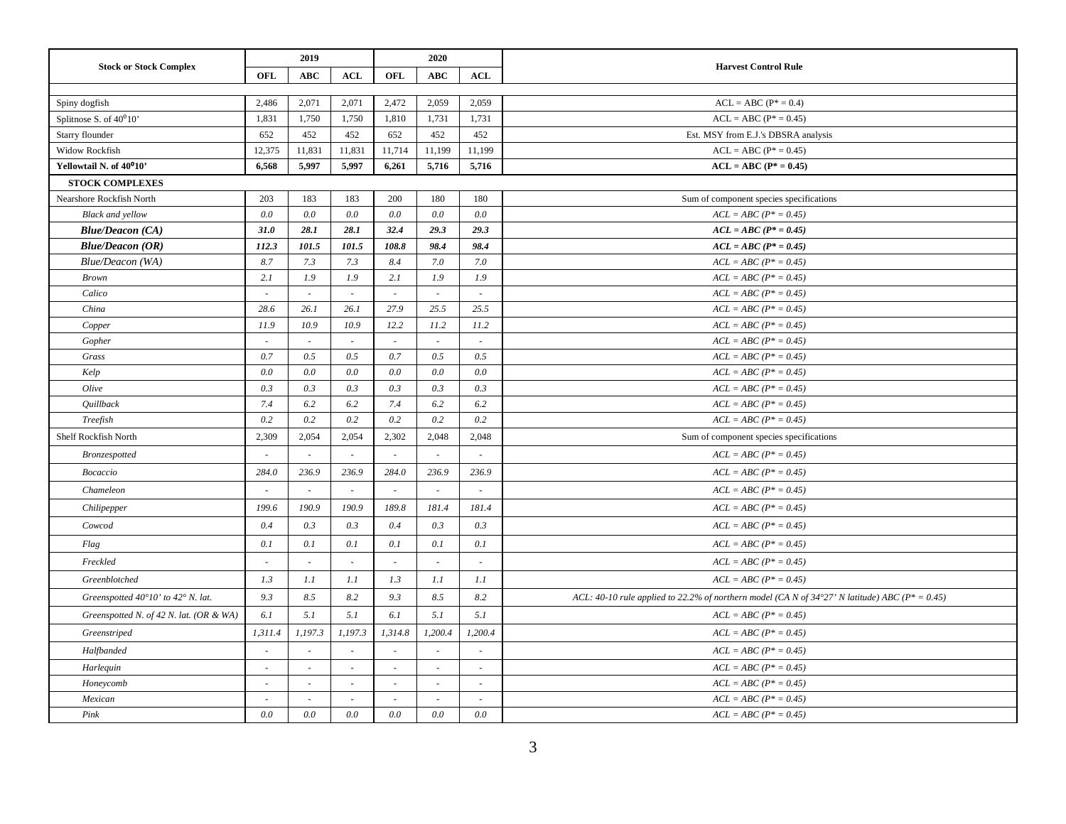| Stock or Stock Complex | 2019 | | | 2020 | | | Harvest Control Rule |
|---|---|---|---|---|---|---|---|
| | OFL | ABC | ACL | OFL | ABC | ACL | |
| Spiny dogfish | 2,486 | 2,071 | 2,071 | 2,472 | 2,059 | 2,059 | ACL = ABC (P* = 0.4) |
| Splitnose S. of $40^0$10' | 1,831 | 1,750 | 1,750 | 1,810 | 1,731 | 1,731 | ACL = ABC (P* = 0.45) |
| Starry flounder | 652 | 452 | 452 | 652 | 452 | 452 | Est. MSY from E.J.'s DBSRA analysis |
| Widow Rockfish | 12,375 | 11,831 | 11,831 | 11,714 | 11,199 | 11,199 | ACL = ABC (P* = 0.45) |
| **Yellowtail N. of $40^0$10'** | **6,568** | **5,997** | **5,997** | **6,261** | **5,716** | **5,716** | **ACL = ABC (P* = 0.45)** |
| **STOCK COMPLEXES** | | | | | | | |
| Nearshore Rockfish North | 203 | 183 | 183 | 200 | 180 | 180 | Sum of component species specifications |
| *Black and yellow* | *0.0* | *0.0* | *0.0* | *0.0* | *0.0* | *0.0* | *ACL = ABC (P* = 0.45)* |
| ***Blue/Deacon (CA)*** | ***31.0*** | ***28.1*** | ***28.1*** | ***32.4*** | ***29.3*** | ***29.3*** | ***ACL = ABC (P* = 0.45)*** |
| ***Blue/Deacon (OR)*** | ***112.3*** | ***101.5*** | ***101.5*** | ***108.8*** | ***98.4*** | ***98.4*** | ***ACL = ABC (P* = 0.45)*** |
| *Blue/Deacon (WA)* | *8.7* | *7.3* | *7.3* | *8.4* | *7.0* | *7.0* | *ACL = ABC (P* = 0.45)* |
| *Brown* | *2.1* | *1.9* | *1.9* | *2.1* | *1.9* | *1.9* | *ACL = ABC (P* = 0.45)* |
| *Calico* | - | - | - | - | - | - | *ACL = ABC (P* = 0.45)* |
| *China* | *28.6* | *26.1* | *26.1* | *27.9* | *25.5* | *25.5* | *ACL = ABC (P* = 0.45)* |
| *Copper* | *11.9* | *10.9* | *10.9* | *12.2* | *11.2* | *11.2* | *ACL = ABC (P* = 0.45)* |
| *Gopher* | - | - | - | - | - | - | *ACL = ABC (P* = 0.45)* |
| *Grass* | *0.7* | *0.5* | *0.5* | *0.7* | *0.5* | *0.5* | *ACL = ABC (P* = 0.45)* |
| *Kelp* | *0.0* | *0.0* | *0.0* | *0.0* | *0.0* | *0.0* | *ACL = ABC (P* = 0.45)* |
| *Olive* | *0.3* | *0.3* | *0.3* | *0.3* | *0.3* | *0.3* | *ACL = ABC (P* = 0.45)* |
| *Quillback* | *7.4* | *6.2* | *6.2* | *7.4* | *6.2* | *6.2* | *ACL = ABC (P* = 0.45)* |
| *Treefish* | *0.2* | *0.2* | *0.2* | *0.2* | *0.2* | *0.2* | *ACL = ABC (P* = 0.45)* |
| Shelf Rockfish North | 2,309 | 2,054 | 2,054 | 2,302 | 2,048 | 2,048 | Sum of component species specifications |
| *Bronzespotted* | - | - | - | - | - | - | *ACL = ABC (P* = 0.45)* |
| *Bocaccio* | *284.0* | *236.9* | *236.9* | *284.0* | *236.9* | *236.9* | *ACL = ABC (P* = 0.45)* |
| *Chameleon* | - | - | - | - | - | - | *ACL = ABC (P* = 0.45)* |
| *Chilipepper* | *199.6* | *190.9* | *190.9* | *189.8* | *181.4* | *181.4* | *ACL = ABC (P* = 0.45)* |
| *Cowcod* | *0.4* | *0.3* | *0.3* | *0.4* | *0.3* | *0.3* | *ACL = ABC (P* = 0.45)* |
| *Flag* | *0.1* | *0.1* | *0.1* | *0.1* | *0.1* | *0.1* | *ACL = ABC (P* = 0.45)* |
| *Freckled* | - | - | - | - | - | - | *ACL = ABC (P* = 0.45)* |
| *Greenblotched* | *1.3* | *1.1* | *1.1* | *1.3* | *1.1* | *1.1* | *ACL = ABC (P* = 0.45)* |
| *Greenspotted 40°10' to 42° N. lat.* | *9.3* | *8.5* | *8.2* | *9.3* | *8.5* | *8.2* | *ACL: 40-10 rule applied to 22.2% of northern model (CA N of 34°27' N latitude) ABC (P* = 0.45)* |
| *Greenspotted N. of 42 N. lat. (OR & WA)* | *6.1* | *5.1* | *5.1* | *6.1* | *5.1* | *5.1* | *ACL = ABC (P* = 0.45)* |
| *Greenstriped* | *1,311.4* | *1,197.3* | *1,197.3* | *1,314.8* | *1,200.4* | *1,200.4* | *ACL = ABC (P* = 0.45)* |
| *Halfbanded* | - | - | - | - | - | - | *ACL = ABC (P* = 0.45)* |
| *Harlequin* | - | - | - | - | - | - | *ACL = ABC (P* = 0.45)* |
| *Honeycomb* | - | - | - | - | - | - | *ACL = ABC (P* = 0.45)* |
| *Mexican* | - | - | - | - | - | - | *ACL = ABC (P* = 0.45)* |
| *Pink* | *0.0* | *0.0* | *0.0* | *0.0* | *0.0* | *0.0* | *ACL = ABC (P* = 0.45)* |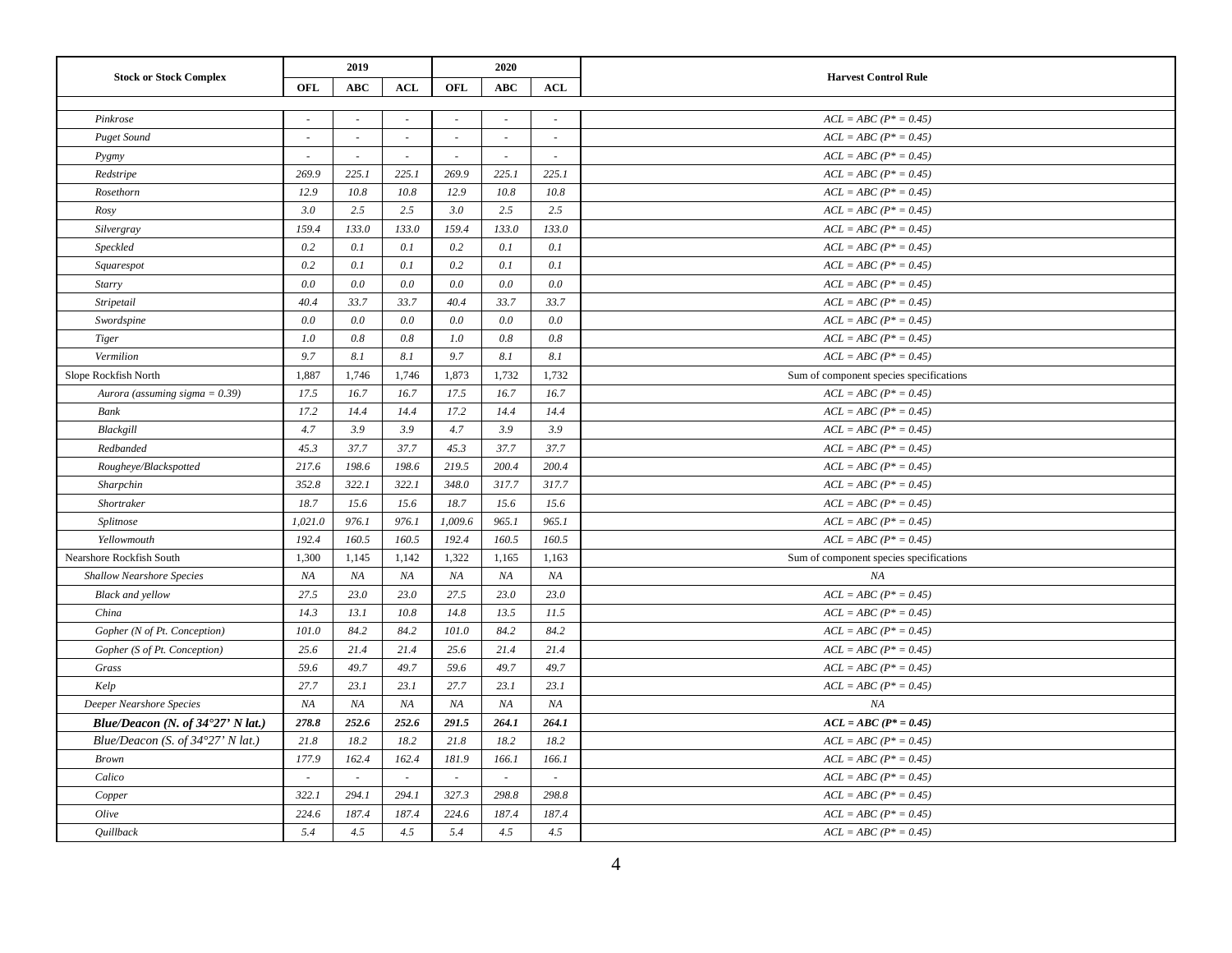| Stock or Stock Complex | 2019 | | | 2020 | | | Harvest Control Rule |
|---|---|---|---|---|---|---|---|
| | OFL | ABC | ACL | OFL | ABC | ACL | |
| | | | | | | | |
| *Pinkrose* | - | - | - | - | - | - | *ACL = ABC (P\* = 0.45)* |
| *Puget Sound* | - | - | - | - | - | - | *ACL = ABC (P\* = 0.45)* |
| *Pygmy* | - | - | - | - | - | - | *ACL = ABC (P\* = 0.45)* |
| *Redstripe* | *269.9* | *225.1* | *225.1* | *269.9* | *225.1* | *225.1* | *ACL = ABC (P\* = 0.45)* |
| *Rosethorn* | *12.9* | *10.8* | *10.8* | *12.9* | *10.8* | *10.8* | *ACL = ABC (P\* = 0.45)* |
| *Rosy* | *3.0* | *2.5* | *2.5* | *3.0* | *2.5* | *2.5* | *ACL = ABC (P\* = 0.45)* |
| *Silvergray* | *159.4* | *133.0* | *133.0* | *159.4* | *133.0* | *133.0* | *ACL = ABC (P\* = 0.45)* |
| *Speckled* | *0.2* | *0.1* | *0.1* | *0.2* | *0.1* | *0.1* | *ACL = ABC (P\* = 0.45)* |
| *Squarespot* | *0.2* | *0.1* | *0.1* | *0.2* | *0.1* | *0.1* | *ACL = ABC (P\* = 0.45)* |
| *Starry* | *0.0* | *0.0* | *0.0* | *0.0* | *0.0* | *0.0* | *ACL = ABC (P\* = 0.45)* |
| *Stripetail* | *40.4* | *33.7* | *33.7* | *40.4* | *33.7* | *33.7* | *ACL = ABC (P\* = 0.45)* |
| *Swordspine* | *0.0* | *0.0* | *0.0* | *0.0* | *0.0* | *0.0* | *ACL = ABC (P\* = 0.45)* |
| *Tiger* | *1.0* | *0.8* | *0.8* | *1.0* | *0.8* | *0.8* | *ACL = ABC (P\* = 0.45)* |
| *Vermilion* | *9.7* | *8.1* | *8.1* | *9.7* | *8.1* | *8.1* | *ACL = ABC (P\* = 0.45)* |
| Slope Rockfish North | 1,887 | 1,746 | 1,746 | 1,873 | 1,732 | 1,732 | Sum of component species specifications |
| *Aurora (assuming sigma = 0.39)* | *17.5* | *16.7* | *16.7* | *17.5* | *16.7* | *16.7* | *ACL = ABC (P\* = 0.45)* |
| *Bank* | *17.2* | *14.4* | *14.4* | *17.2* | *14.4* | *14.4* | *ACL = ABC (P\* = 0.45)* |
| *Blackgill* | *4.7* | *3.9* | *3.9* | *4.7* | *3.9* | *3.9* | *ACL = ABC (P\* = 0.45)* |
| *Redbanded* | *45.3* | *37.7* | *37.7* | *45.3* | *37.7* | *37.7* | *ACL = ABC (P\* = 0.45)* |
| *Rougheye/Blackspotted* | *217.6* | *198.6* | *198.6* | *219.5* | *200.4* | *200.4* | *ACL = ABC (P\* = 0.45)* |
| *Sharpchin* | *352.8* | *322.1* | *322.1* | *348.0* | *317.7* | *317.7* | *ACL = ABC (P\* = 0.45)* |
| *Shortraker* | *18.7* | *15.6* | *15.6* | *18.7* | *15.6* | *15.6* | *ACL = ABC (P\* = 0.45)* |
| *Splitnose* | *1,021.0* | *976.1* | *976.1* | *1,009.6* | *965.1* | *965.1* | *ACL = ABC (P\* = 0.45)* |
| *Yellowmouth* | *192.4* | *160.5* | *160.5* | *192.4* | *160.5* | *160.5* | *ACL = ABC (P\* = 0.45)* |
| Nearshore Rockfish South | 1,300 | 1,145 | 1,142 | 1,322 | 1,165 | 1,163 | Sum of component species specifications |
| *Shallow Nearshore Species* | *NA* | *NA* | *NA* | *NA* | *NA* | *NA* | *NA* |
| *Black and yellow* | *27.5* | *23.0* | *23.0* | *27.5* | *23.0* | *23.0* | *ACL = ABC (P\* = 0.45)* |
| *China* | *14.3* | *13.1* | *10.8* | *14.8* | *13.5* | *11.5* | *ACL = ABC (P\* = 0.45)* |
| *Gopher (N of Pt. Conception)* | *101.0* | *84.2* | *84.2* | *101.0* | *84.2* | *84.2* | *ACL = ABC (P\* = 0.45)* |
| *Gopher (S of Pt. Conception)* | *25.6* | *21.4* | *21.4* | *25.6* | *21.4* | *21.4* | *ACL = ABC (P\* = 0.45)* |
| *Grass* | *59.6* | *49.7* | *49.7* | *59.6* | *49.7* | *49.7* | *ACL = ABC (P\* = 0.45)* |
| *Kelp* | *27.7* | *23.1* | *23.1* | *27.7* | *23.1* | *23.1* | *ACL = ABC (P\* = 0.45)* |
| *Deeper Nearshore Species* | *NA* | *NA* | *NA* | *NA* | *NA* | *NA* | *NA* |
| ***Blue/Deacon (N. of 34°27' N lat.)*** | ***278.8*** | ***252.6*** | ***252.6*** | ***291.5*** | ***264.1*** | ***264.1*** | ***ACL = ABC (P\* = 0.45)*** |
| *Blue/Deacon (S. of 34°27' N lat.)* | *21.8* | *18.2* | *18.2* | *21.8* | *18.2* | *18.2* | *ACL = ABC (P\* = 0.45)* |
| *Brown* | *177.9* | *162.4* | *162.4* | *181.9* | *166.1* | *166.1* | *ACL = ABC (P\* = 0.45)* |
| *Calico* | - | - | - | - | - | - | *ACL = ABC (P\* = 0.45)* |
| *Copper* | *322.1* | *294.1* | *294.1* | *327.3* | *298.8* | *298.8* | *ACL = ABC (P\* = 0.45)* |
| *Olive* | *224.6* | *187.4* | *187.4* | *224.6* | *187.4* | *187.4* | *ACL = ABC (P\* = 0.45)* |
| *Quillback* | *5.4* | *4.5* | *4.5* | *5.4* | *4.5* | *4.5* | *ACL = ABC (P\* = 0.45)* |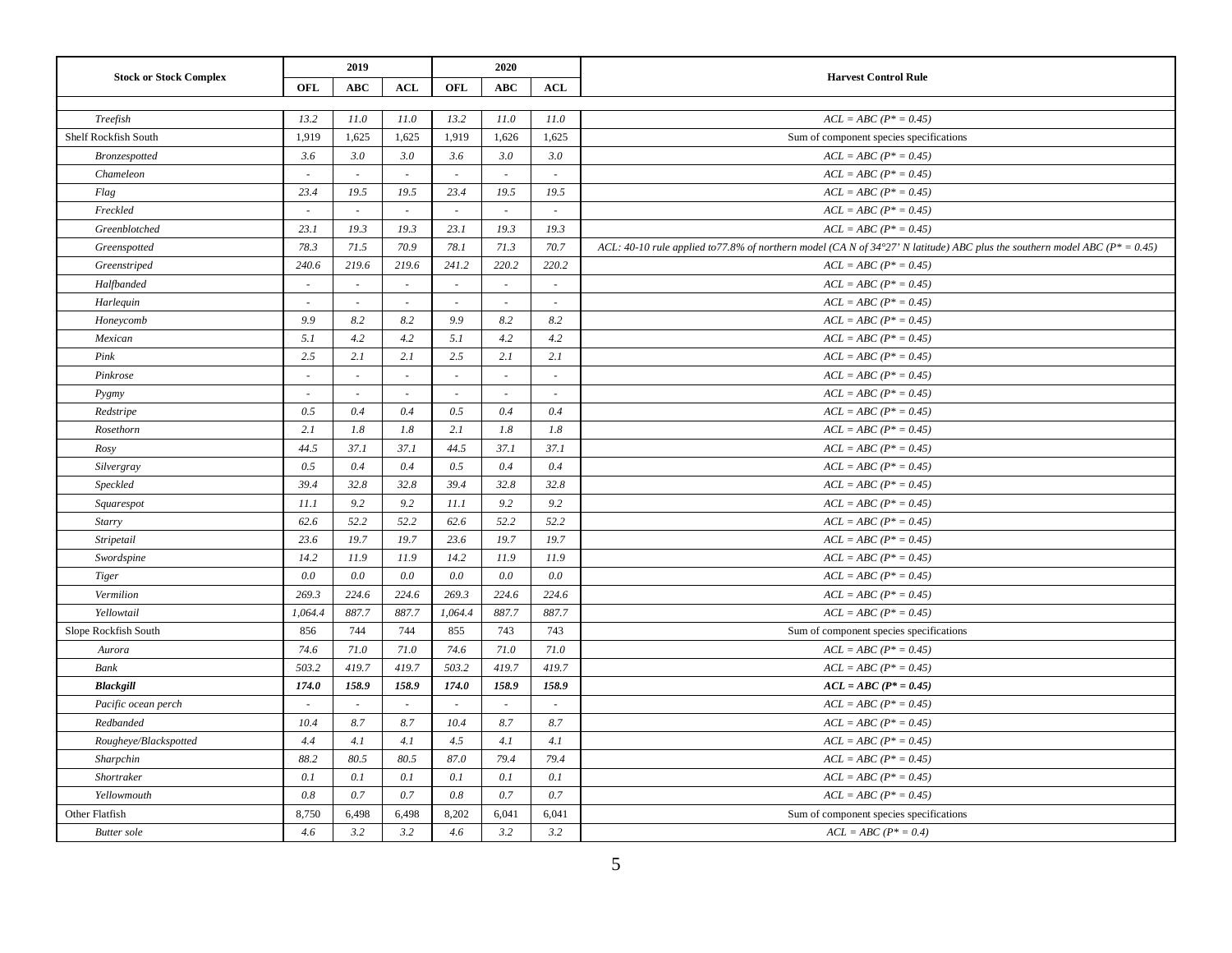| Stock or Stock Complex | 2019 | | | 2020 | | | Harvest Control Rule |
|---|---|---|---|---|---|---|---|
| | OFL | ABC | ACL | OFL | ABC | ACL | |
| *Treefish* | *13.2* | *11.0* | *11.0* | *13.2* | *11.0* | *11.0* | *ACL = ABC (P* = 0.45)* |
| Shelf Rockfish South | 1,919 | 1,625 | 1,625 | 1,919 | 1,626 | 1,625 | Sum of component species specifications |
| *Bronzespotted* | *3.6* | *3.0* | *3.0* | *3.6* | *3.0* | *3.0* | *ACL = ABC (P* = 0.45)* |
| *Chameleon* | - | - | - | - | - | - | *ACL = ABC (P* = 0.45)* |
| *Flag* | *23.4* | *19.5* | *19.5* | *23.4* | *19.5* | *19.5* | *ACL = ABC (P* = 0.45)* |
| *Freckled* | - | - | - | - | - | - | *ACL = ABC (P* = 0.45)* |
| *Greenblotched* | *23.1* | *19.3* | *19.3* | *23.1* | *19.3* | *19.3* | *ACL = ABC (P* = 0.45)* |
| *Greenspotted* | *78.3* | *71.5* | *70.9* | *78.1* | *71.3* | *70.7* | *ACL: 40-10 rule applied to77.8% of northern model (CA N of 34°27' N latitude) ABC plus the southern model ABC (P* = 0.45)* |
| *Greenstriped* | *240.6* | *219.6* | *219.6* | *241.2* | *220.2* | *220.2* | *ACL = ABC (P* = 0.45)* |
| *Halfbanded* | - | - | - | - | - | - | *ACL = ABC (P* = 0.45)* |
| *Harlequin* | - | - | - | - | - | - | *ACL = ABC (P* = 0.45)* |
| *Honeycomb* | *9.9* | *8.2* | *8.2* | *9.9* | *8.2* | *8.2* | *ACL = ABC (P* = 0.45)* |
| *Mexican* | *5.1* | *4.2* | *4.2* | *5.1* | *4.2* | *4.2* | *ACL = ABC (P* = 0.45)* |
| *Pink* | *2.5* | *2.1* | *2.1* | *2.5* | *2.1* | *2.1* | *ACL = ABC (P* = 0.45)* |
| *Pinkrose* | - | - | - | - | - | - | *ACL = ABC (P* = 0.45)* |
| *Pygmy* | - | - | - | - | - | - | *ACL = ABC (P* = 0.45)* |
| *Redstripe* | *0.5* | *0.4* | *0.4* | *0.5* | *0.4* | *0.4* | *ACL = ABC (P* = 0.45)* |
| *Rosethorn* | *2.1* | *1.8* | *1.8* | *2.1* | *1.8* | *1.8* | *ACL = ABC (P* = 0.45)* |
| *Rosy* | *44.5* | *37.1* | *37.1* | *44.5* | *37.1* | *37.1* | *ACL = ABC (P* = 0.45)* |
| *Silvergray* | *0.5* | *0.4* | *0.4* | *0.5* | *0.4* | *0.4* | *ACL = ABC (P* = 0.45)* |
| *Speckled* | *39.4* | *32.8* | *32.8* | *39.4* | *32.8* | *32.8* | *ACL = ABC (P* = 0.45)* |
| *Squarespot* | *11.1* | *9.2* | *9.2* | *11.1* | *9.2* | *9.2* | *ACL = ABC (P* = 0.45)* |
| *Starry* | *62.6* | *52.2* | *52.2* | *62.6* | *52.2* | *52.2* | *ACL = ABC (P* = 0.45)* |
| *Stripetail* | *23.6* | *19.7* | *19.7* | *23.6* | *19.7* | *19.7* | *ACL = ABC (P* = 0.45)* |
| *Swordspine* | *14.2* | *11.9* | *11.9* | *14.2* | *11.9* | *11.9* | *ACL = ABC (P* = 0.45)* |
| *Tiger* | *0.0* | *0.0* | *0.0* | *0.0* | *0.0* | *0.0* | *ACL = ABC (P* = 0.45)* |
| *Vermilion* | *269.3* | *224.6* | *224.6* | *269.3* | *224.6* | *224.6* | *ACL = ABC (P* = 0.45)* |
| *Yellowtail* | *1,064.4* | *887.7* | *887.7* | *1,064.4* | *887.7* | *887.7* | *ACL = ABC (P* = 0.45)* |
| Slope Rockfish South | 856 | 744 | 744 | 855 | 743 | 743 | Sum of component species specifications |
| *Aurora* | *74.6* | *71.0* | *71.0* | *74.6* | *71.0* | *71.0* | *ACL = ABC (P* = 0.45)* |
| *Bank* | *503.2* | *419.7* | *419.7* | *503.2* | *419.7* | *419.7* | *ACL = ABC (P* = 0.45)* |
| ***Blackgill*** | ***174.0*** | ***158.9*** | ***158.9*** | ***174.0*** | ***158.9*** | ***158.9*** | ***ACL = ABC (P* = 0.45)*** |
| *Pacific ocean perch* | - | - | - | - | - | - | *ACL = ABC (P* = 0.45)* |
| *Redbanded* | *10.4* | *8.7* | *8.7* | *10.4* | *8.7* | *8.7* | *ACL = ABC (P* = 0.45)* |
| *Rougheye/Blackspotted* | *4.4* | *4.1* | *4.1* | *4.5* | *4.1* | *4.1* | *ACL = ABC (P* = 0.45)* |
| *Sharpchin* | *88.2* | *80.5* | *80.5* | *87.0* | *79.4* | *79.4* | *ACL = ABC (P* = 0.45)* |
| *Shortraker* | *0.1* | *0.1* | *0.1* | *0.1* | *0.1* | *0.1* | *ACL = ABC (P* = 0.45)* |
| *Yellowmouth* | *0.8* | *0.7* | *0.7* | *0.8* | *0.7* | *0.7* | *ACL = ABC (P* = 0.45)* |
| Other Flatfish | 8,750 | 6,498 | 6,498 | 8,202 | 6,041 | 6,041 | Sum of component species specifications |
| *Butter sole* | *4.6* | *3.2* | *3.2* | *4.6* | *3.2* | *3.2* | *ACL = ABC (P* = 0.4)* |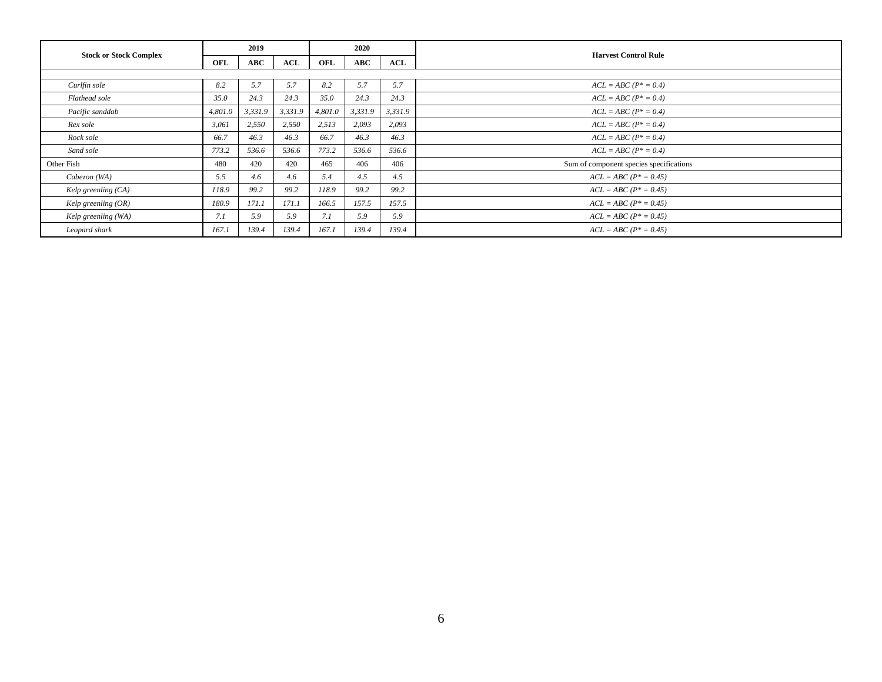| Stock or Stock Complex | 2019 | | | 2020 | | | Harvest Control Rule |
|---|---|---|---|---|---|---|---|
| | OFL | ABC | ACL | OFL | ABC | ACL | |
| | | | | | | | |
| *Curlfin sole* | *8.2* | *5.7* | *5.7* | *8.2* | *5.7* | *5.7* | *ACL = ABC (P* = 0.4)* |
| *Flathead sole* | *35.0* | *24.3* | *24.3* | *35.0* | *24.3* | *24.3* | *ACL = ABC (P* = 0.4)* |
| *Pacific sanddab* | *4,801.0* | *3,331.9* | *3,331.9* | *4,801.0* | *3,331.9* | *3,331.9* | *ACL = ABC (P* = 0.4)* |
| *Rex sole* | *3,061* | *2,550* | *2,550* | *2,513* | *2,093* | *2,093* | *ACL = ABC (P* = 0.4)* |
| *Rock sole* | *66.7* | *46.3* | *46.3* | *66.7* | *46.3* | *46.3* | *ACL = ABC (P* = 0.4)* |
| *Sand sole* | *773.2* | *536.6* | *536.6* | *773.2* | *536.6* | *536.6* | *ACL = ABC (P* = 0.4)* |
| Other Fish | 480 | 420 | 420 | 465 | 406 | 406 | Sum of component species specifications |
| *Cabezon (WA)* | *5.5* | *4.6* | *4.6* | *5.4* | *4.5* | *4.5* | *ACL = ABC (P* = 0.45)* |
| *Kelp greenling (CA)* | *118.9* | *99.2* | *99.2* | *118.9* | *99.2* | *99.2* | *ACL = ABC (P* = 0.45)* |
| *Kelp greenling (OR)* | *180.9* | *171.1* | *171.1* | *166.5* | *157.5* | *157.5* | *ACL = ABC (P* = 0.45)* |
| *Kelp greenling (WA)* | *7.1* | *5.9* | *5.9* | *7.1* | *5.9* | *5.9* | *ACL = ABC (P* = 0.45)* |
| *Leopard shark* | *167.1* | *139.4* | *139.4* | *167.1* | *139.4* | *139.4* | *ACL = ABC (P* = 0.45)* |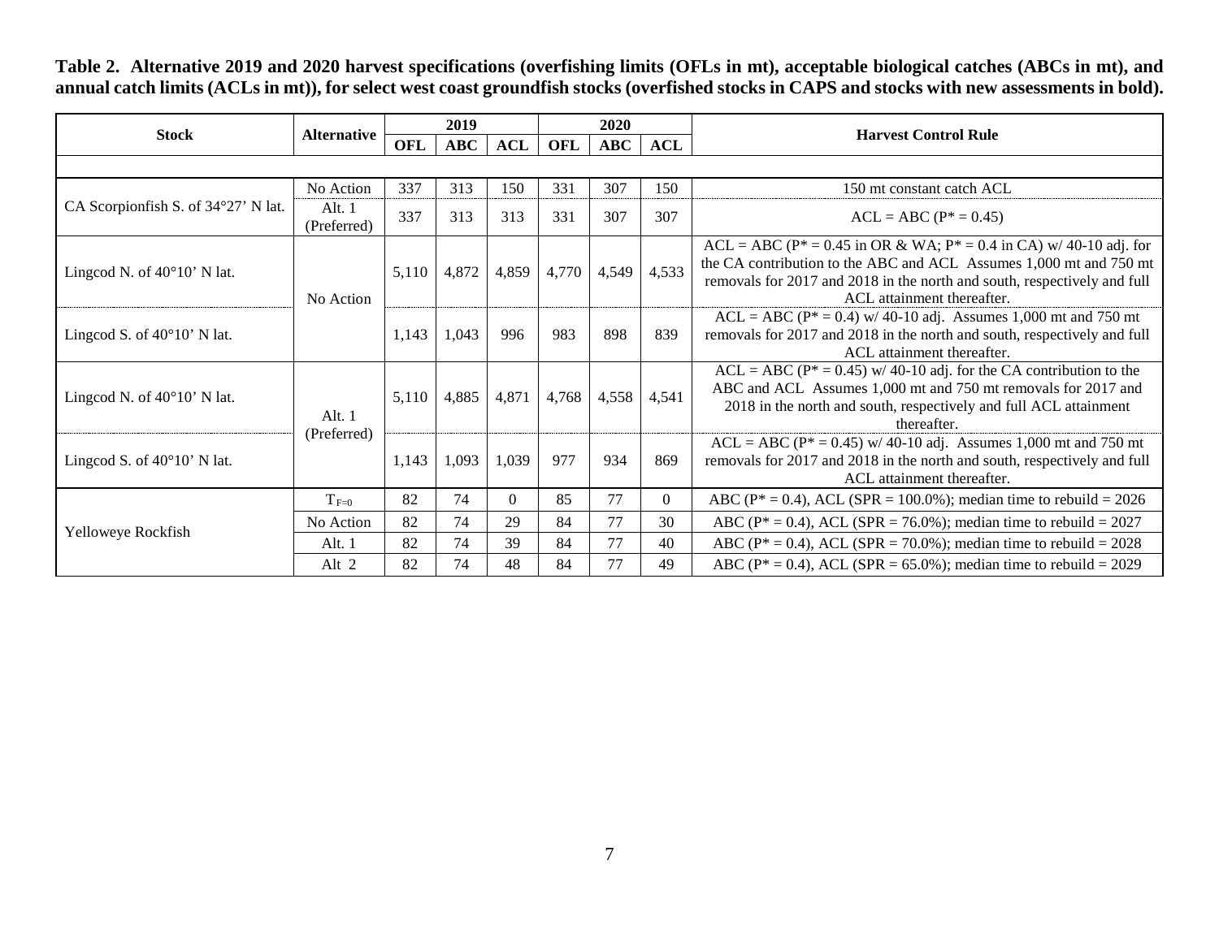**Table 2. Alternative 2019 and 2020 harvest specifications (overfishing limits (OFLs in mt), acceptable biological catches (ABCs in mt), and annual catch limits (ACLs in mt)), for select west coast groundfish stocks (overfished stocks in CAPS and stocks with new assessments in bold).**

| Stock | Alternative | 2019 | | | 2020 | | | Harvest Control Rule |
|---|---|---|---|---|---|---|---|---|
| | | OFL | ABC | ACL | OFL | ABC | ACL | |
| CA Scorpionfish S. of 34°27' N lat. | No Action | 337 | 313 | 150 | 331 | 307 | 150 | 150 mt constant catch ACL |
| | Alt. 1 (Preferred) | 337 | 313 | 313 | 331 | 307 | 307 | ACL = ABC (P* = 0.45) |
| Lingcod N. of 40°10' N lat. | No Action | 5,110 | 4,872 | 4,859 | 4,770 | 4,549 | 4,533 | ACL = ABC (P* = 0.45 in OR & WA; P* = 0.4 in CA) w/ 40-10 adj. for the CA contribution to the ABC and ACL Assumes 1,000 mt and 750 mt removals for 2017 and 2018 in the north and south, respectively and full ACL attainment thereafter. |
| Lingcod S. of 40°10' N lat. | | 1,143 | 1,043 | 996 | 983 | 898 | 839 | ACL = ABC (P* = 0.4) w/ 40-10 adj. Assumes 1,000 mt and 750 mt removals for 2017 and 2018 in the north and south, respectively and full ACL attainment thereafter. |
| Lingcod N. of 40°10' N lat. | Alt. 1 (Preferred) | 5,110 | 4,885 | 4,871 | 4,768 | 4,558 | 4,541 | ACL = ABC (P* = 0.45) w/ 40-10 adj. for the CA contribution to the ABC and ACL Assumes 1,000 mt and 750 mt removals for 2017 and 2018 in the north and south, respectively and full ACL attainment thereafter. |
| Lingcod S. of 40°10' N lat. | | 1,143 | 1,093 | 1,039 | 977 | 934 | 869 | ACL = ABC (P* = 0.45) w/ 40-10 adj. Assumes 1,000 mt and 750 mt removals for 2017 and 2018 in the north and south, respectively and full ACL attainment thereafter. |
| Yelloweye Rockfish | $T_{F=0}$ | 82 | 74 | 0 | 85 | 77 | 0 | ABC (P* = 0.4), ACL (SPR = 100.0%); median time to rebuild = 2026 |
| | No Action | 82 | 74 | 29 | 84 | 77 | 30 | ABC (P* = 0.4), ACL (SPR = 76.0%); median time to rebuild = 2027 |
| | Alt. 1 | 82 | 74 | 39 | 84 | 77 | 40 | ABC (P* = 0.4), ACL (SPR = 70.0%); median time to rebuild = 2028 |
| | Alt 2 | 82 | 74 | 48 | 84 | 77 | 49 | ABC (P* = 0.4), ACL (SPR = 65.0%); median time to rebuild = 2029 |